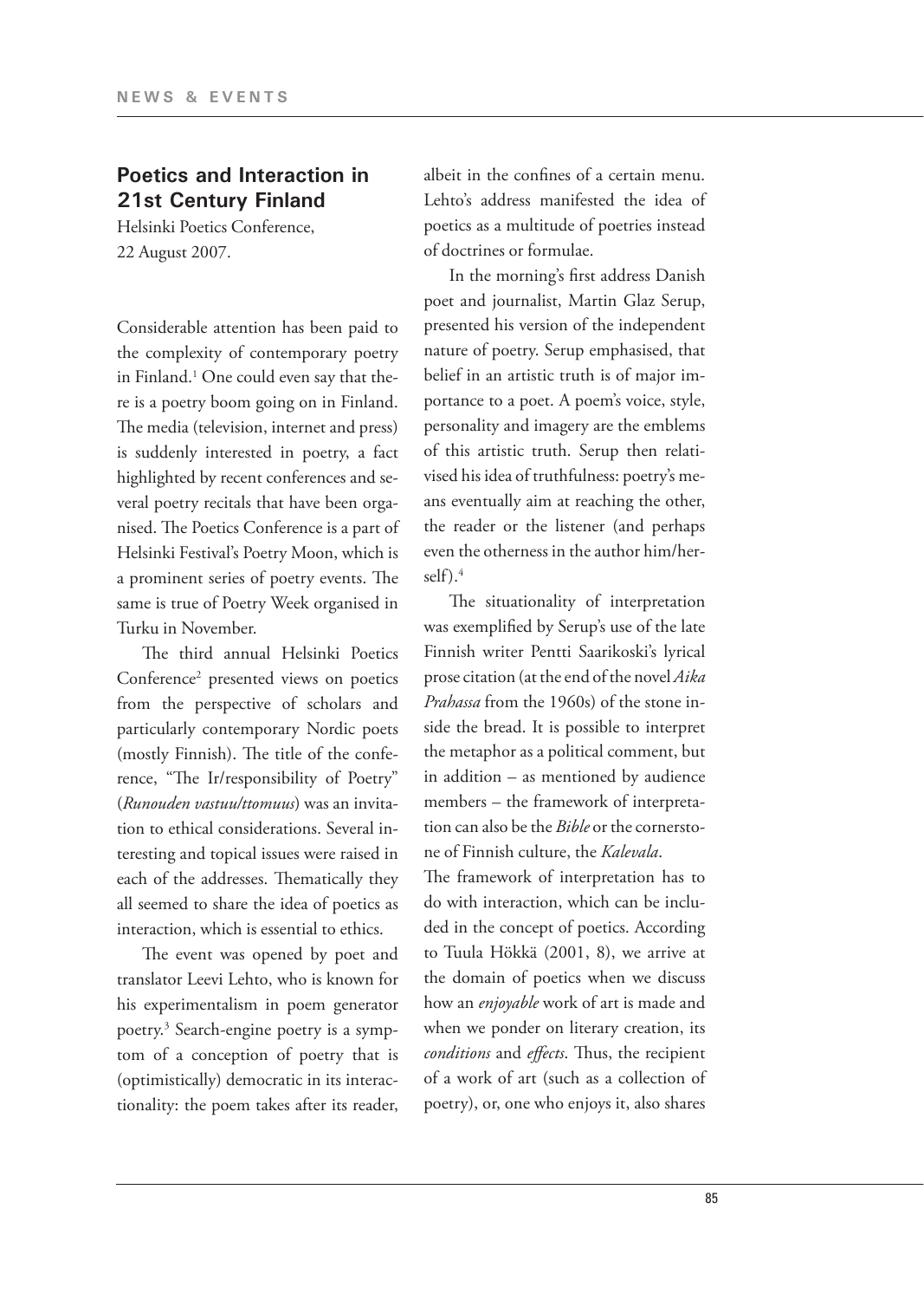## Poetics and Interaction in 21st Century Finland

Helsinki Poetics Conference,
22 August 2007.

Considerable attention has been paid to the complexity of contemporary poetry in Finland.[1] One could even say that there is a poetry boom going on in Finland. The media (television, internet and press) is suddenly interested in poetry, a fact highlighted by recent conferences and several poetry recitals that have been organised. The Poetics Conference is a part of Helsinki Festival's Poetry Moon, which is a prominent series of poetry events. The same is true of Poetry Week organised in Turku in November.

The third annual Helsinki Poetics Conference[2] presented views on poetics from the perspective of scholars and particularly contemporary Nordic poets (mostly Finnish). The title of the conference, "The Ir/responsibility of Poetry" (*Runouden vastuu/ttomuus*) was an invitation to ethical considerations. Several interesting and topical issues were raised in each of the addresses. Thematically they all seemed to share the idea of poetics as interaction, which is essential to ethics.

The event was opened by poet and translator Leevi Lehto, who is known for his experimentalism in poem generator poetry.[3] Search-engine poetry is a symptom of a conception of poetry that is (optimistically) democratic in its interactionality: the poem takes after its reader, albeit in the confines of a certain menu. Lehto's address manifested the idea of poetics as a multitude of poetries instead of doctrines or formulae.

In the morning's first address Danish poet and journalist, Martin Glaz Serup, presented his version of the independent nature of poetry. Serup emphasised, that belief in an artistic truth is of major importance to a poet. A poem's voice, style, personality and imagery are the emblems of this artistic truth. Serup then relativised his idea of truthfulness: poetry's means eventually aim at reaching the other, the reader or the listener (and perhaps even the otherness in the author him/herself).[4]

The situationality of interpretation was exemplified by Serup's use of the late Finnish writer Pentti Saarikoski's lyrical prose citation (at the end of the novel *Aika Prahassa* from the 1960s) of the stone inside the bread. It is possible to interpret the metaphor as a political comment, but in addition – as mentioned by audience members – the framework of interpretation can also be the *Bible* or the cornerstone of Finnish culture, the *Kalevala*.

The framework of interpretation has to do with interaction, which can be included in the concept of poetics. According to Tuula Hökkä (2001, 8), we arrive at the domain of poetics when we discuss how an *enjoyable* work of art is made and when we ponder on literary creation, its *conditions* and *effects*. Thus, the recipient of a work of art (such as a collection of poetry), or, one who enjoys it, also shares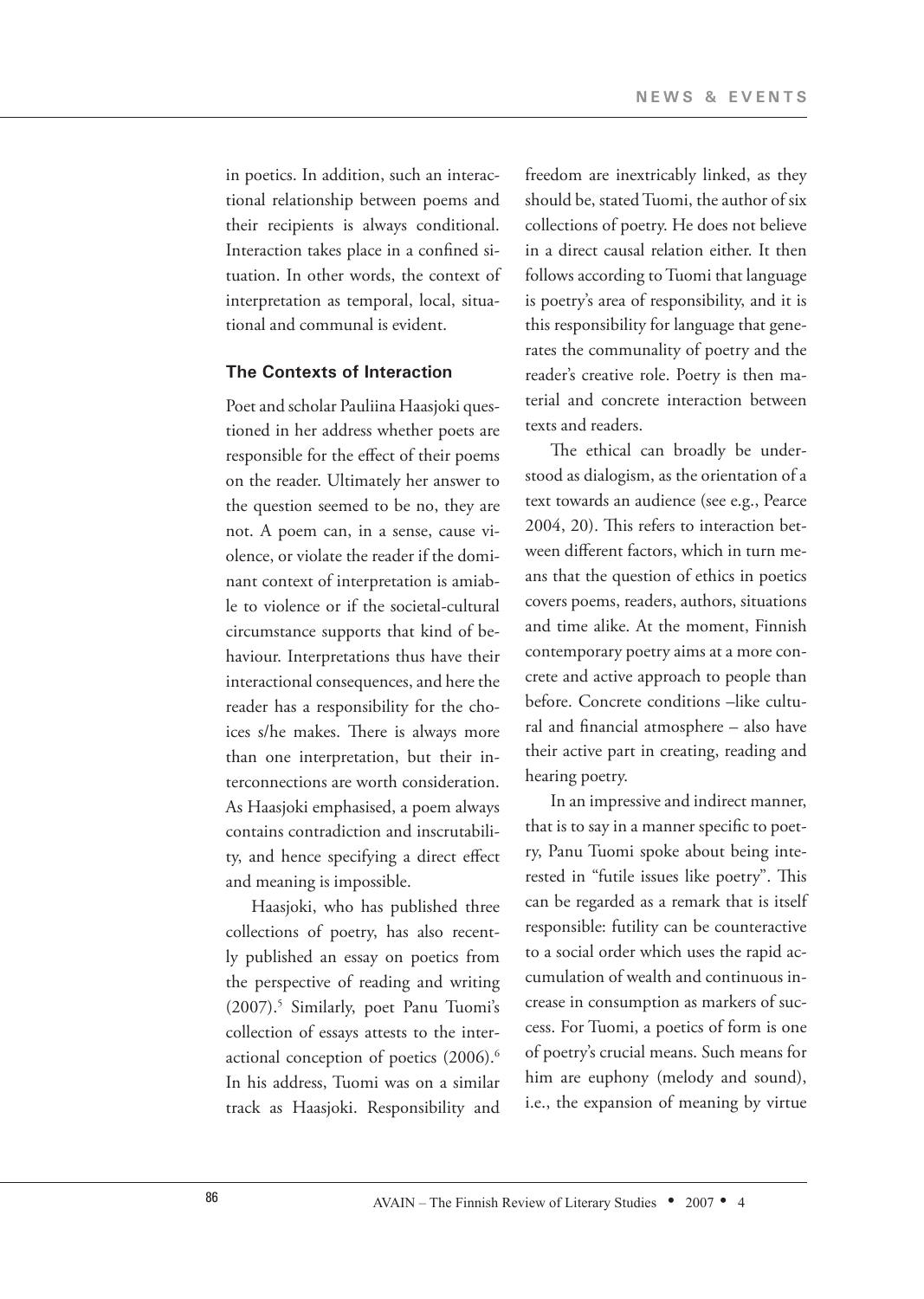in poetics. In addition, such an interactional relationship between poems and their recipients is always conditional. Interaction takes place in a confined situation. In other words, the context of interpretation as temporal, local, situational and communal is evident.

### The Contexts of Interaction

Poet and scholar Pauliina Haasjoki questioned in her address whether poets are responsible for the effect of their poems on the reader. Ultimately her answer to the question seemed to be no, they are not. A poem can, in a sense, cause violence, or violate the reader if the dominant context of interpretation is amiable to violence or if the societal-cultural circumstance supports that kind of behaviour. Interpretations thus have their interactional consequences, and here the reader has a responsibility for the choices s/he makes. There is always more than one interpretation, but their interconnections are worth consideration. As Haasjoki emphasised, a poem always contains contradiction and inscrutability, and hence specifying a direct effect and meaning is impossible.

Haasjoki, who has published three collections of poetry, has also recently published an essay on poetics from the perspective of reading and writing (2007).[5] Similarly, poet Panu Tuomi's collection of essays attests to the interactional conception of poetics (2006).[6] In his address, Tuomi was on a similar track as Haasjoki. Responsibility and freedom are inextricably linked, as they should be, stated Tuomi, the author of six collections of poetry. He does not believe in a direct causal relation either. It then follows according to Tuomi that language is poetry's area of responsibility, and it is this responsibility for language that generates the communality of poetry and the reader's creative role. Poetry is then material and concrete interaction between texts and readers.

The ethical can broadly be understood as dialogism, as the orientation of a text towards an audience (see e.g., Pearce 2004, 20). This refers to interaction between different factors, which in turn means that the question of ethics in poetics covers poems, readers, authors, situations and time alike. At the moment, Finnish contemporary poetry aims at a more concrete and active approach to people than before. Concrete conditions –like cultural and financial atmosphere – also have their active part in creating, reading and hearing poetry.

In an impressive and indirect manner, that is to say in a manner specific to poetry, Panu Tuomi spoke about being interested in "futile issues like poetry". This can be regarded as a remark that is itself responsible: futility can be counteractive to a social order which uses the rapid accumulation of wealth and continuous increase in consumption as markers of success. For Tuomi, a poetics of form is one of poetry's crucial means. Such means for him are euphony (melody and sound), i.e., the expansion of meaning by virtue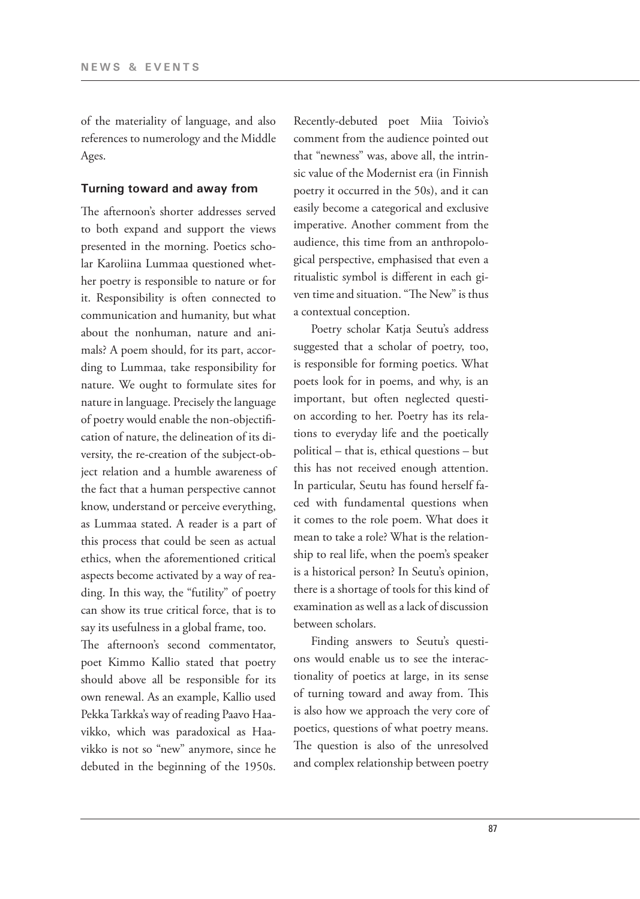of the materiality of language, and also references to numerology and the Middle Ages.

### Turning toward and away from

The afternoon's shorter addresses served to both expand and support the views presented in the morning. Poetics scholar Karoliina Lummaa questioned whether poetry is responsible to nature or for it. Responsibility is often connected to communication and humanity, but what about the nonhuman, nature and animals? A poem should, for its part, according to Lummaa, take responsibility for nature. We ought to formulate sites for nature in language. Precisely the language of poetry would enable the non-objectification of nature, the delineation of its diversity, the re-creation of the subject-object relation and a humble awareness of the fact that a human perspective cannot know, understand or perceive everything, as Lummaa stated. A reader is a part of this process that could be seen as actual ethics, when the aforementioned critical aspects become activated by a way of reading. In this way, the "futility" of poetry can show its true critical force, that is to say its usefulness in a global frame, too.

The afternoon's second commentator, poet Kimmo Kallio stated that poetry should above all be responsible for its own renewal. As an example, Kallio used Pekka Tarkka's way of reading Paavo Haavikko, which was paradoxical as Haavikko is not so "new" anymore, since he debuted in the beginning of the 1950s. Recently-debuted poet Miia Toivio's comment from the audience pointed out that "newness" was, above all, the intrinsic value of the Modernist era (in Finnish poetry it occurred in the 50s), and it can easily become a categorical and exclusive imperative. Another comment from the audience, this time from an anthropological perspective, emphasised that even a ritualistic symbol is different in each given time and situation. "The New" is thus a contextual conception.

Poetry scholar Katja Seutu's address suggested that a scholar of poetry, too, is responsible for forming poetics. What poets look for in poems, and why, is an important, but often neglected question according to her. Poetry has its relations to everyday life and the poetically political – that is, ethical questions – but this has not received enough attention. In particular, Seutu has found herself faced with fundamental questions when it comes to the role poem. What does it mean to take a role? What is the relationship to real life, when the poem's speaker is a historical person? In Seutu's opinion, there is a shortage of tools for this kind of examination as well as a lack of discussion between scholars.

Finding answers to Seutu's questions would enable us to see the interactionality of poetics at large, in its sense of turning toward and away from. This is also how we approach the very core of poetics, questions of what poetry means. The question is also of the unresolved and complex relationship between poetry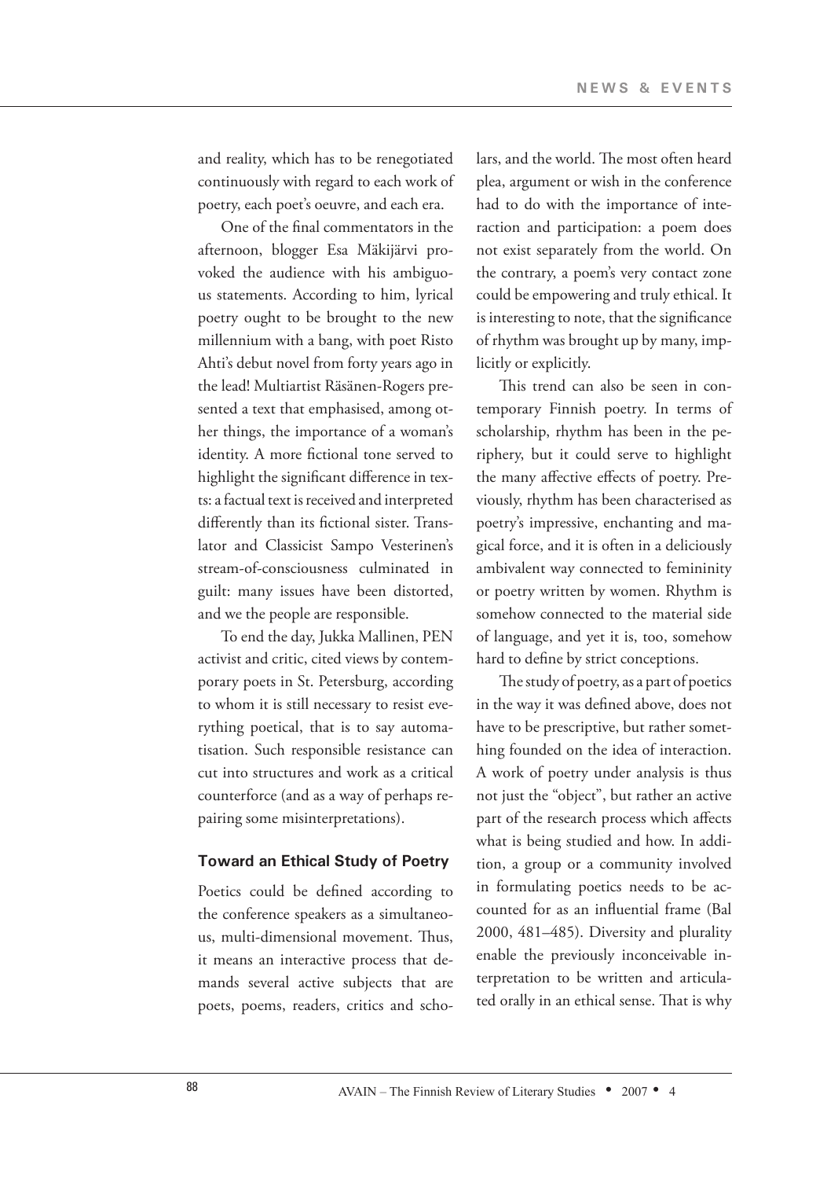and reality, which has to be renegotiated continuously with regard to each work of poetry, each poet's oeuvre, and each era.

One of the final commentators in the afternoon, blogger Esa Mäkijärvi provoked the audience with his ambiguous statements. According to him, lyrical poetry ought to be brought to the new millennium with a bang, with poet Risto Ahti's debut novel from forty years ago in the lead! Multiartist Räsänen-Rogers presented a text that emphasised, among other things, the importance of a woman's identity. A more fictional tone served to highlight the significant difference in texts: a factual text is received and interpreted differently than its fictional sister. Translator and Classicist Sampo Vesterinen's stream-of-consciousness culminated in guilt: many issues have been distorted, and we the people are responsible.

To end the day, Jukka Mallinen, PEN activist and critic, cited views by contemporary poets in St. Petersburg, according to whom it is still necessary to resist everything poetical, that is to say automatisation. Such responsible resistance can cut into structures and work as a critical counterforce (and as a way of perhaps repairing some misinterpretations).

### Toward an Ethical Study of Poetry

Poetics could be defined according to the conference speakers as a simultaneous, multi-dimensional movement. Thus, it means an interactive process that demands several active subjects that are poets, poems, readers, critics and scholars, and the world. The most often heard plea, argument or wish in the conference had to do with the importance of interaction and participation: a poem does not exist separately from the world. On the contrary, a poem's very contact zone could be empowering and truly ethical. It is interesting to note, that the significance of rhythm was brought up by many, implicitly or explicitly.

This trend can also be seen in contemporary Finnish poetry. In terms of scholarship, rhythm has been in the periphery, but it could serve to highlight the many affective effects of poetry. Previously, rhythm has been characterised as poetry's impressive, enchanting and magical force, and it is often in a deliciously ambivalent way connected to femininity or poetry written by women. Rhythm is somehow connected to the material side of language, and yet it is, too, somehow hard to define by strict conceptions.

The study of poetry, as a part of poetics in the way it was defined above, does not have to be prescriptive, but rather something founded on the idea of interaction. A work of poetry under analysis is thus not just the "object", but rather an active part of the research process which affects what is being studied and how. In addition, a group or a community involved in formulating poetics needs to be accounted for as an influential frame (Bal 2000, 481–485). Diversity and plurality enable the previously inconceivable interpretation to be written and articulated orally in an ethical sense. That is why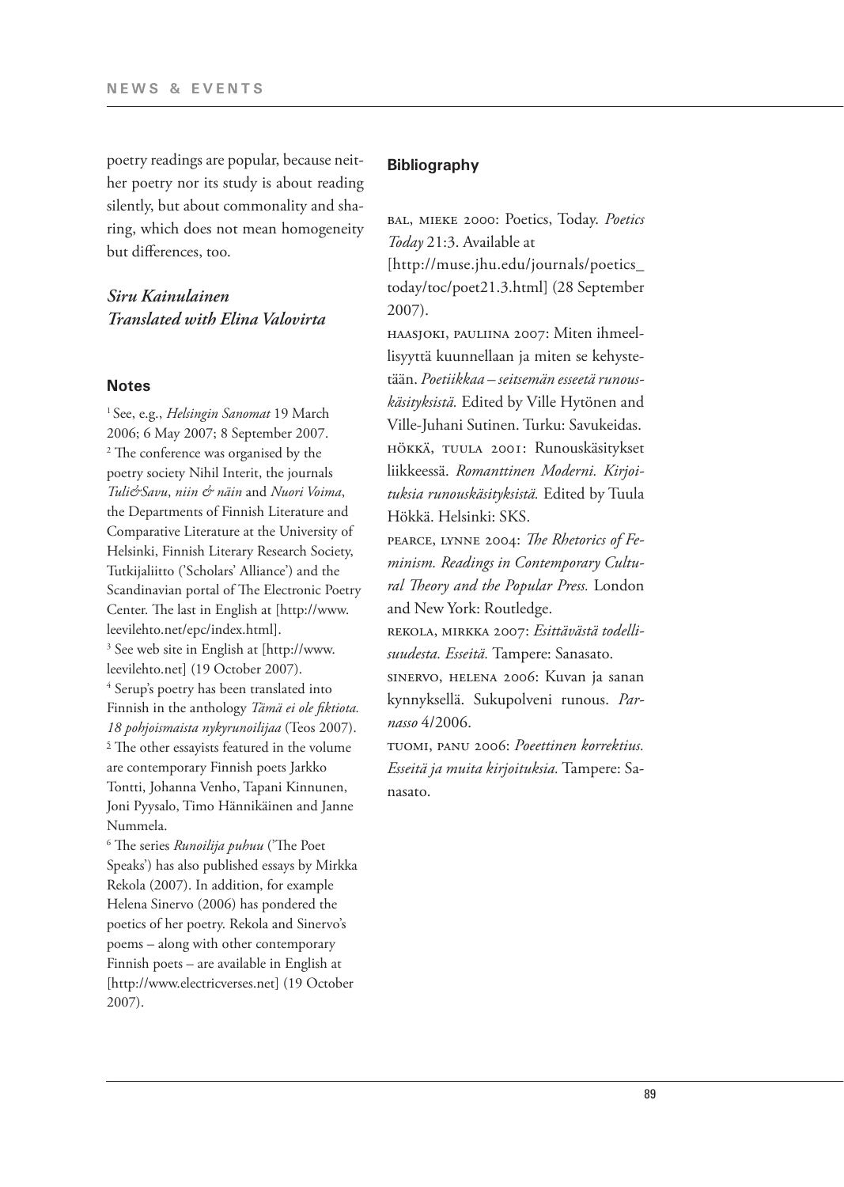poetry readings are popular, because neither poetry nor its study is about reading silently, but about commonality and sharing, which does not mean homogeneity but differences, too.

***Siru Kainulainen***
***Translated with Elina Valovirta***

### Notes

[1] See, e.g., *Helsingin Sanomat* 19 March 2006; 6 May 2007; 8 September 2007.

[2] The conference was organised by the poetry society Nihil Interit, the journals *Tuli&Savu*, *niin & näin* and *Nuori Voima*, the Departments of Finnish Literature and Comparative Literature at the University of Helsinki, Finnish Literary Research Society, Tutkijaliitto ('Scholars' Alliance') and the Scandinavian portal of The Electronic Poetry Center. The last in English at [http://www.leevilehto.net/epc/index.html].

[3] See web site in English at [http://www.leevilehto.net] (19 October 2007).

[4] Serup's poetry has been translated into Finnish in the anthology *Tämä ei ole fiktiota. 18 pohjoismaista nykyrunoilijaa* (Teos 2007).

[5] The other essayists featured in the volume are contemporary Finnish poets Jarkko Tontti, Johanna Venho, Tapani Kinnunen, Joni Pyysalo, Timo Hännikäinen and Janne Nummela.

[6] The series *Runoilija puhuu* ('The Poet Speaks') has also published essays by Mirkka Rekola (2007). In addition, for example Helena Sinervo (2006) has pondered the poetics of her poetry. Rekola and Sinervo's poems – along with other contemporary Finnish poets – are available in English at [http://www.electricverses.net] (19 October 2007).

### Bibliography

Bal, Mieke 2000: Poetics, Today. *Poetics Today* 21:3. Available at [http://muse.jhu.edu/journals/poetics_today/toc/poet21.3.html] (28 September 2007).

Haasjoki, Pauliina 2007: Miten ihmeellisyyttä kuunnellaan ja miten se kehystetään. *Poetiikkaa – seitsemän esseetä runouskäsityksistä.* Edited by Ville Hytönen and Ville-Juhani Sutinen. Turku: Savukeidas.

Hökkä, Tuula 2001: Runouskäsitykset liikkeessä. *Romanttinen Moderni. Kirjoituksia runouskäsityksistä.* Edited by Tuula Hökkä. Helsinki: SKS.

Pearce, Lynne 2004: *The Rhetorics of Feminism. Readings in Contemporary Cultural Theory and the Popular Press.* London and New York: Routledge.

Rekola, Mirkka 2007: *Esittävästä todellisuudesta. Esseitä.* Tampere: Sanasato.

Sinervo, Helena 2006: Kuvan ja sanan kynnyksellä. Sukupolveni runous. *Parnasso* 4/2006.

Tuomi, Panu 2006: *Poeettinen korrektius. Esseitä ja muita kirjoituksia.* Tampere: Sanasato.